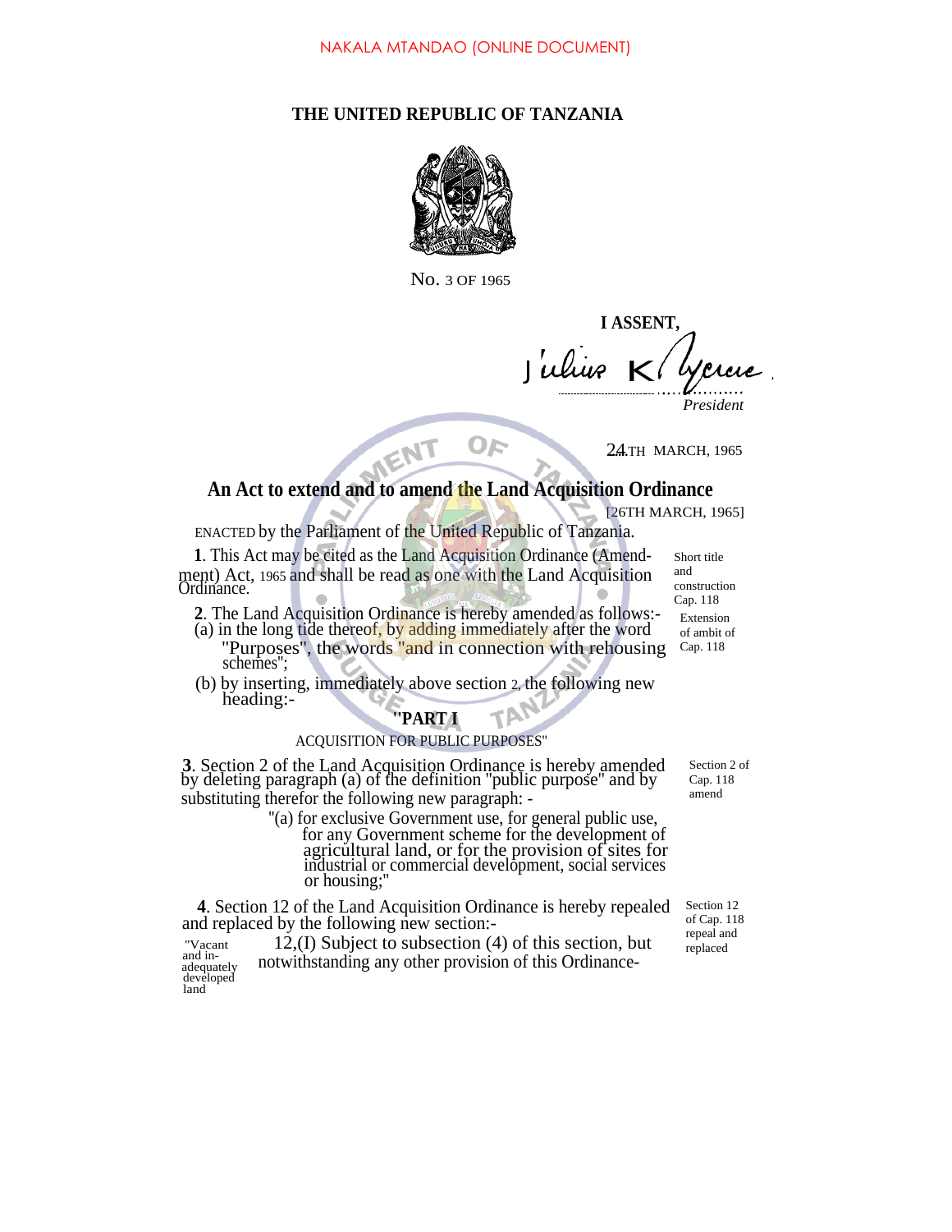NAKALA MTANDAO (ONLINE DOCUMENT)

# THE UNITED REPUBLIC OF TANZANIA

No. 3 OF 1965

**I ASSENT,**

Julius K Nyerere

*President*

24TH MARCH, 1965

## An Act to extend and to amend the Land Acquisition Ordinance

[26TH MARCH, 1965]

ENACTED by the Parliament of the United Republic of Tanzania.

Short title and construction Cap. 118

**1**. This Act may be cited as the Land Acquisition Ordinance (Amendment) Act, 1965 and shall be read as one with the Land Acquisition Ordinance.

Extension of ambit of Cap. 118

**2**. The Land Acquisition Ordinance is hereby amended as follows:-

(a) in the long tide thereof, by adding immediately after the word "Purposes", the words "and in connection with rehousing schemes";

(b) by inserting, immediately above section 2, the following new heading:-

"**PART I**

ACQUISITION FOR PUBLIC PURPOSES"

Section 2 of Cap. 118 amend

**3**. Section 2 of the Land Acquisition Ordinance is hereby amended by deleting paragraph (a) of the definition "public purpose" and by substituting therefor the following new paragraph: -

"(a) for exclusive Government use, for general public use, for any Government scheme for the development of agricultural land, or for the provision of sites for industrial or commercial development, social services or housing;"

Section 12 of Cap. 118 repeal and replaced

**4**. Section 12 of the Land Acquisition Ordinance is hereby repealed and replaced by the following new section:-

"Vacant and inadequately developed land

12,(I) Subject to subsection (4) of this section, but notwithstanding any other provision of this Ordinance-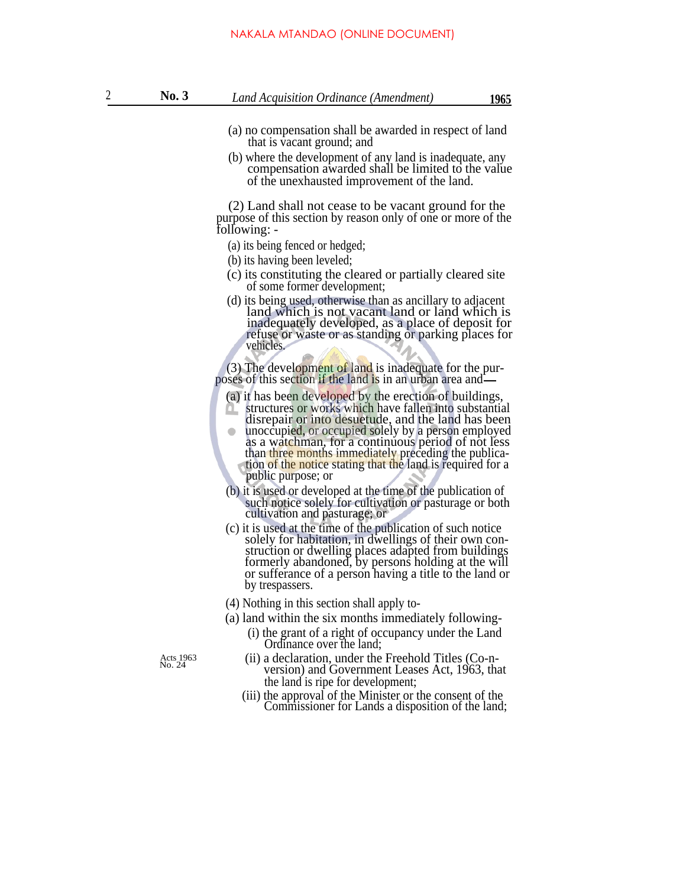(a) no compensation shall be awarded in respect of land that is vacant ground; and

(b) where the development of any land is inadequate, any compensation awarded shall be limited to the value of the unexhausted improvement of the land.

(2) Land shall not cease to be vacant ground for the purpose of this section by reason only of one or more of the following: -

(a) its being fenced or hedged;

(b) its having been leveled;

(c) its constituting the cleared or partially cleared site of some former development;

(d) its being used, otherwise than as ancillary to adjacent land which is not vacant land or land which is inadequately developed, as a place of deposit for refuse or waste or as standing or parking places for vehicles.

(3) The development of land is inadequate for the purposes of this section if the land is in an urban area and—

(a) it has been developed by the erection of buildings, structures or works which have fallen into substantial disrepair or into desuetude, and the land has been unoccupied, or occupied solely by a person employed as a watchman, for a continuous period of not less than three months immediately preceding the publication of the notice stating that the land is required for a public purpose; or

(b) it is used or developed at the time of the publication of such notice solely for cultivation or pasturage or both cultivation and pasturage; or

(c) it is used at the time of the publication of such notice solely for habitation, in dwellings of their own construction or dwelling places adapted from buildings formerly abandoned, by persons holding at the will or sufferance of a person having a title to the land or by trespassers.

(4) Nothing in this section shall apply to-

(a) land within the six months immediately following-

(i) the grant of a right of occupancy under the Land Ordinance over the land;

(ii) a declaration, under the Freehold Titles (Co-n-version) and Government Leases Act, 1963, that the land is ripe for development; (Acts 1963 No. 24)

(iii) the approval of the Minister or the consent of the Commissioner for Lands a disposition of the land;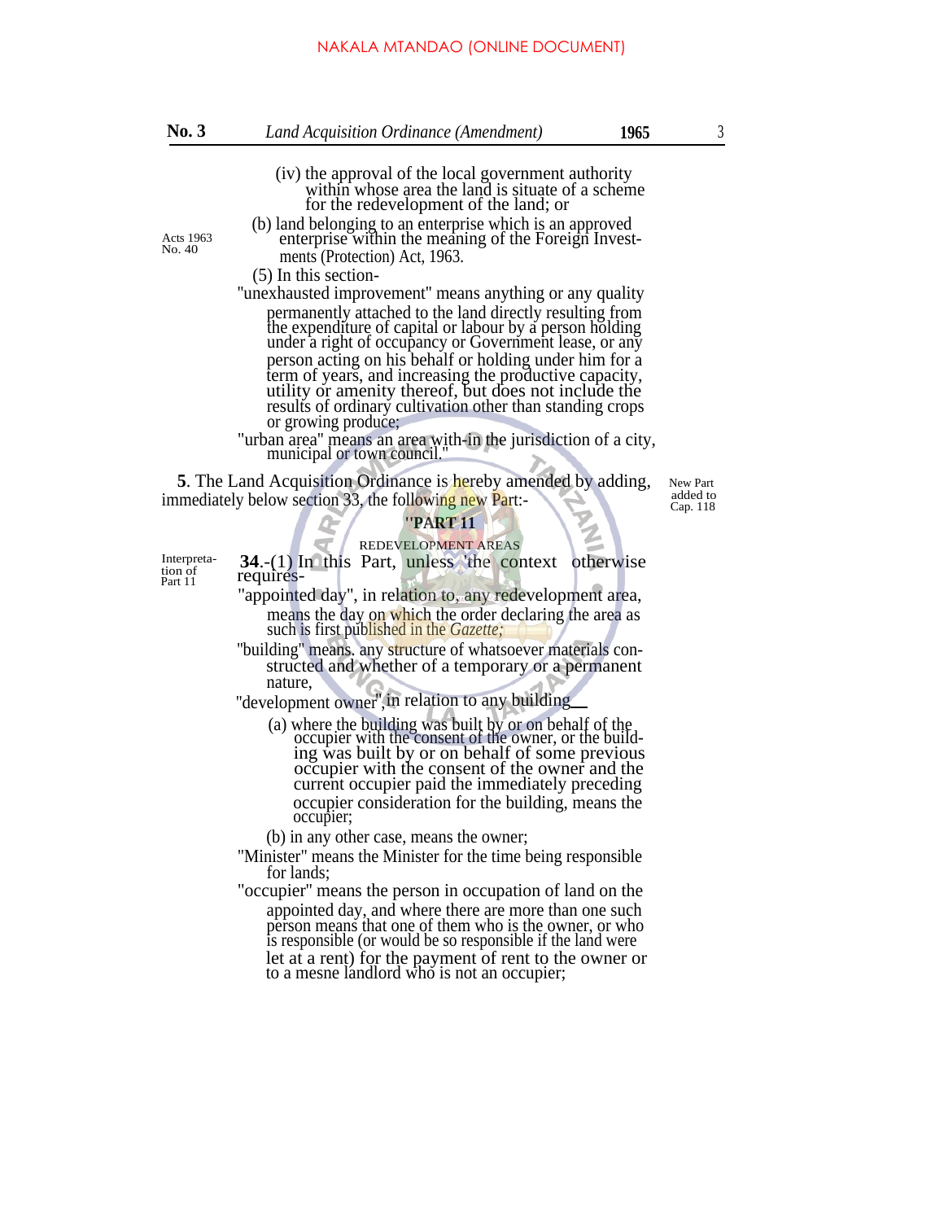(iv) the approval of the local government authority within whose area the land is situate of a scheme for the redevelopment of the land; or

(b) land belonging to an enterprise which is an approved enterprise within the meaning of the Foreign Investments (Protection) Act, 1963.

Acts 1963 No. 40

(5) In this section-

"unexhausted improvement" means anything or any quality permanently attached to the land directly resulting from the expenditure of capital or labour by a person holding under a right of occupancy or Government lease, or any person acting on his behalf or holding under him for a term of years, and increasing the productive capacity, utility or amenity thereof, but does not include the results of ordinary cultivation other than standing crops or growing produce;

"urban area" means an area with-in the jurisdiction of a city, municipal or town council."

New Part added to Cap. 118

**5**. The Land Acquisition Ordinance is hereby amended by adding, immediately below section 33, the following new Part:-

## "PART 11

### REDEVELOPMENT AREAS

Interpretation of Part 11

**34**.-(1) In this Part, unless the context otherwise requires-

"appointed day", in relation to, any redevelopment area, means the day on which the order declaring the area as such is first published in the *Gazette;*

"building" means. any structure of whatsoever materials constructed and whether of a temporary or a permanent nature,

"development owner", in relation to any building\_\_

(a) where the building was built by or on behalf of the occupier with the consent of the owner, or the building was built by or on behalf of some previous occupier with the consent of the owner and the current occupier paid the immediately preceding occupier consideration for the building, means the occupier;

(b) in any other case, means the owner;

"Minister" means the Minister for the time being responsible for lands;

"occupier" means the person in occupation of land on the appointed day, and where there are more than one such person means that one of them who is the owner, or who is responsible (or would be so responsible if the land were let at a rent) for the payment of rent to the owner or to a mesne landlord who is not an occupier;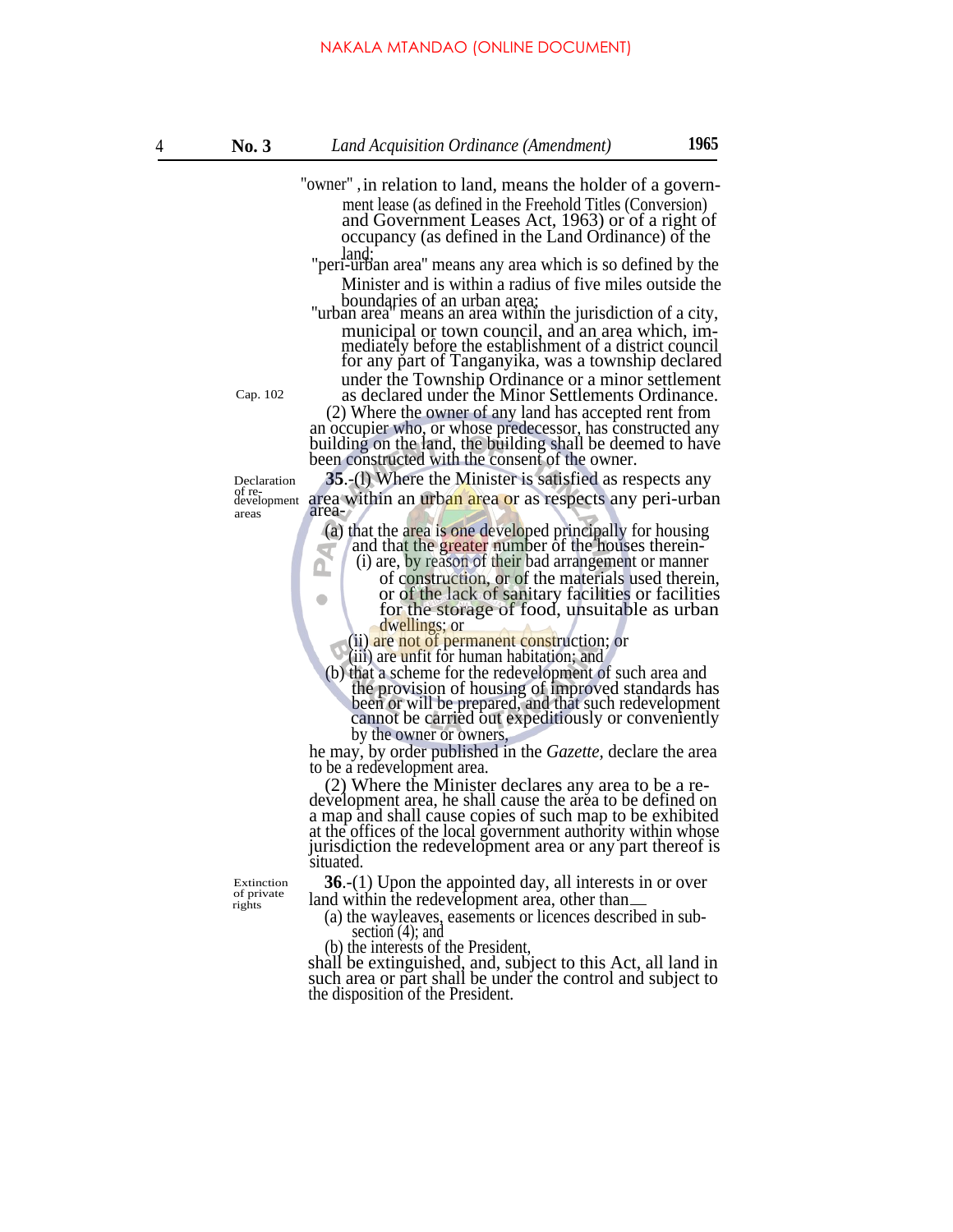"owner", in relation to land, means the holder of a government lease (as defined in the Freehold Titles (Conversion) and Government Leases Act, 1963) or of a right of occupancy (as defined in the Land Ordinance) of the land;

"peri-urban area" means any area which is so defined by the Minister and is within a radius of five miles outside the boundaries of an urban area;

"urban area" means an area within the jurisdiction of a city, municipal or town council, and an area which, immediately before the establishment of a district council for any part of Tanganyika, was a township declared under the Township Ordinance or a minor settlement as declared under the Minor Settlements Ordinance.

Cap. 102

(2) Where the owner of any land has accepted rent from an occupier who, or whose predecessor, has constructed any building on the land, the building shall be deemed to have been constructed with the consent of the owner.

Declaration of re-development areas

**35**.-(l) Where the Minister is satisfied as respects any area within an urban area or as respects any peri-urban area-

(a) that the area is one developed principally for housing and that the greater number of the houses therein-

(i) are, by reason of their bad arrangement or manner of construction, or of the materials used therein, or of the lack of sanitary facilities or facilities for the storage of food, unsuitable as urban dwellings; or

(ii) are not of permanent construction; or

(iii) are unfit for human habitation; and

(b) that a scheme for the redevelopment of such area and the provision of housing of improved standards has been or will be prepared, and that such redevelopment cannot be carried out expeditiously or conveniently by the owner or owners,

he may, by order published in the *Gazette*, declare the area to be a redevelopment area.

(2) Where the Minister declares any area to be a redevelopment area, he shall cause the area to be defined on a map and shall cause copies of such map to be exhibited at the offices of the local government authority within whose jurisdiction the redevelopment area or any part thereof is situated.

Extinction of private rights

**36**.-(1) Upon the appointed day, all interests in or over land within the redevelopment area, other than—

(a) the wayleaves, easements or licences described in subsection (4); and

(b) the interests of the President,

shall be extinguished, and, subject to this Act, all land in such area or part shall be under the control and subject to the disposition of the President.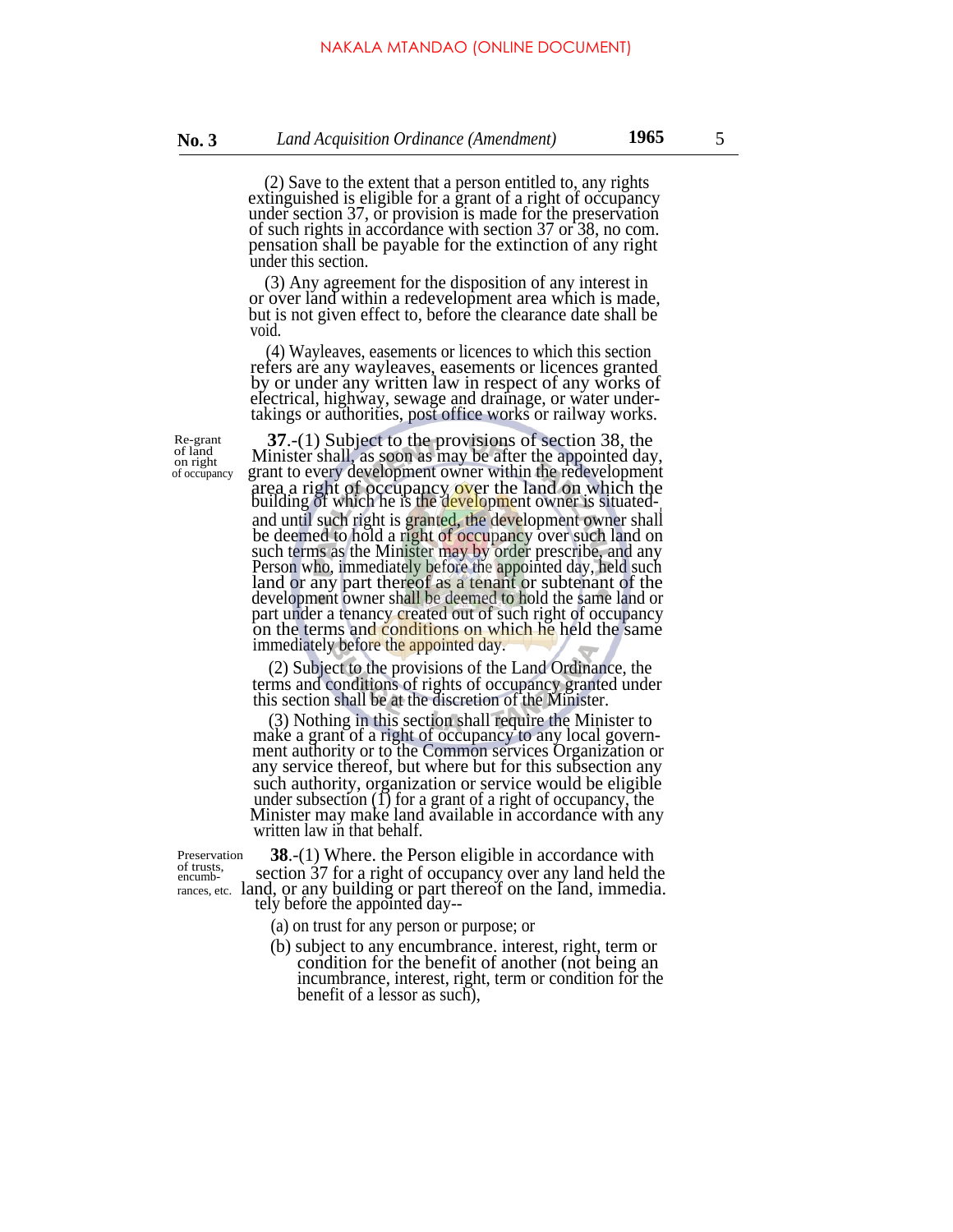(2) Save to the extent that a person entitled to, any rights extinguished is eligible for a grant of a right of occupancy under section 37, or provision is made for the preservation of such rights in accordance with section 37 or 38, no com. pensation shall be payable for the extinction of any right under this section.

(3) Any agreement for the disposition of any interest in or over land within a redevelopment area which is made, but is not given effect to, before the clearance date shall be void.

(4) Wayleaves, easements or licences to which this section refers are any wayleaves, easements or licences granted by or under any written law in respect of any works of electrical, highway, sewage and drainage, or water under-takings or authorities, post office works or railway works.

*Re-grant of land on right of occupancy*

**37**.-(1) Subject to the provisions of section 38, the Minister shall, as soon as may be after the appointed day, grant to every development owner within the redevelopment area a right of occupancy over the land on which the building of which he is the development owner is situated-and until such right is granted, the development owner shall be deemed to hold a right of occupancy over such land on such terms as the Minister may by order prescribe, and any Person who, immediately before the appointed day, held such land or any part thereof as a tenant or subtenant of the development owner shall be deemed to hold the same land or part under a tenancy created out of such right of occupancy on the terms and conditions on which he held the same immediately before the appointed day.

(2) Subject to the provisions of the Land Ordinance, the terms and conditions of rights of occupancy granted under this section shall be at the discretion of the Minister.

(3) Nothing in this section shall require the Minister to make a grant of a right of occupancy to any local government authority or to the Common services Organization or any service thereof, but where but for this subsection any such authority, organization or service would be eligible under subsection (1) for a grant of a right of occupancy, the Minister may make land available in accordance with any written law in that behalf.

*Preservation of trusts, encumb-rances, etc.*

**38**.-(1) Where. the Person eligible in accordance with section 37 for a right of occupancy over any land held the land, or any building or part thereof on the land, immedia. tely before the appointed day--

(a) on trust for any person or purpose; or

(b) subject to any encumbrance. interest, right, term or condition for the benefit of another (not being an incumbrance, interest, right, term or condition for the benefit of a lessor as such),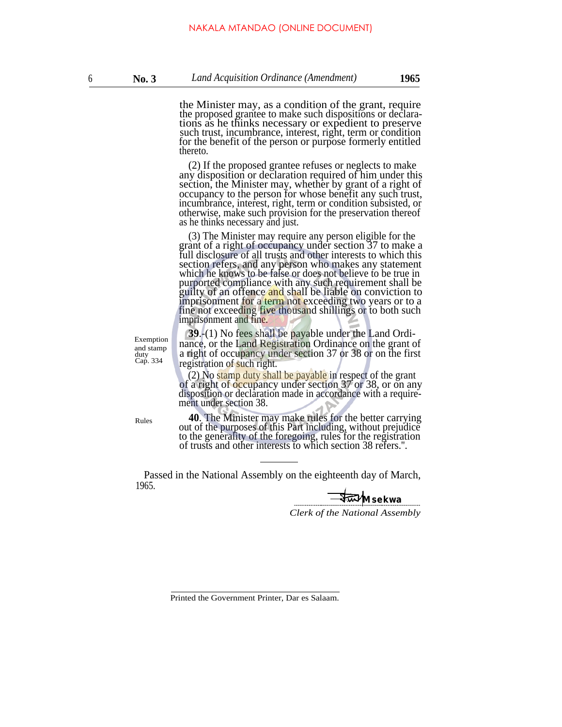the Minister may, as a condition of the grant, require the proposed grantee to make such dispositions or declarations as he thinks necessary or expedient to preserve such trust, incumbrance, interest, right, term or condition for the benefit of the person or purpose formerly entitled thereto.

(2) If the proposed grantee refuses or neglects to make any disposition or declaration required of him under this section, the Minister may, whether by grant of a right of occupancy to the person for whose benefit any such trust, incumbrance, interest, right, term or condition subsisted, or otherwise, make such provision for the preservation thereof as he thinks necessary and just.

(3) The Minister may require any person eligible for the grant of a right of occupancy under section 37 to make a full disclosure of all trusts and other interests to which this section refers, and any person who makes any statement which he knows to be false or does not believe to be true in purported compliance with any such requirement shall be guilty of an offence and shall be liable on conviction to imprisonment for a term not exceeding two years or to a fine not exceeding five thousand shillings or to both such imprisonment and fine.

Exemption and stamp duty
Cap. 334

**39**.-(1) No fees shall be payable under the Land Ordinance, or the Land Registration Ordinance on the grant of a right of occupancy under section 37 or 38 or on the first registration of such right.

(2) No stamp duty shall be payable in respect of the grant of a right of occupancy under section 37 or 38, or on any disposition or declaration made in accordance with a requirement under section 38.

Rules

**40**. The Minister may make rules for the better carrying out of the purposes of this Part including, without prejudice to the generality of the foregoing, rules for the registration of trusts and other interests to which section 38 refers.".

---

Passed in the National Assembly on the eighteenth day of March, 1965.

Msekwa
*Clerk of the National Assembly*

Printed the Government Printer, Dar es Salaam.